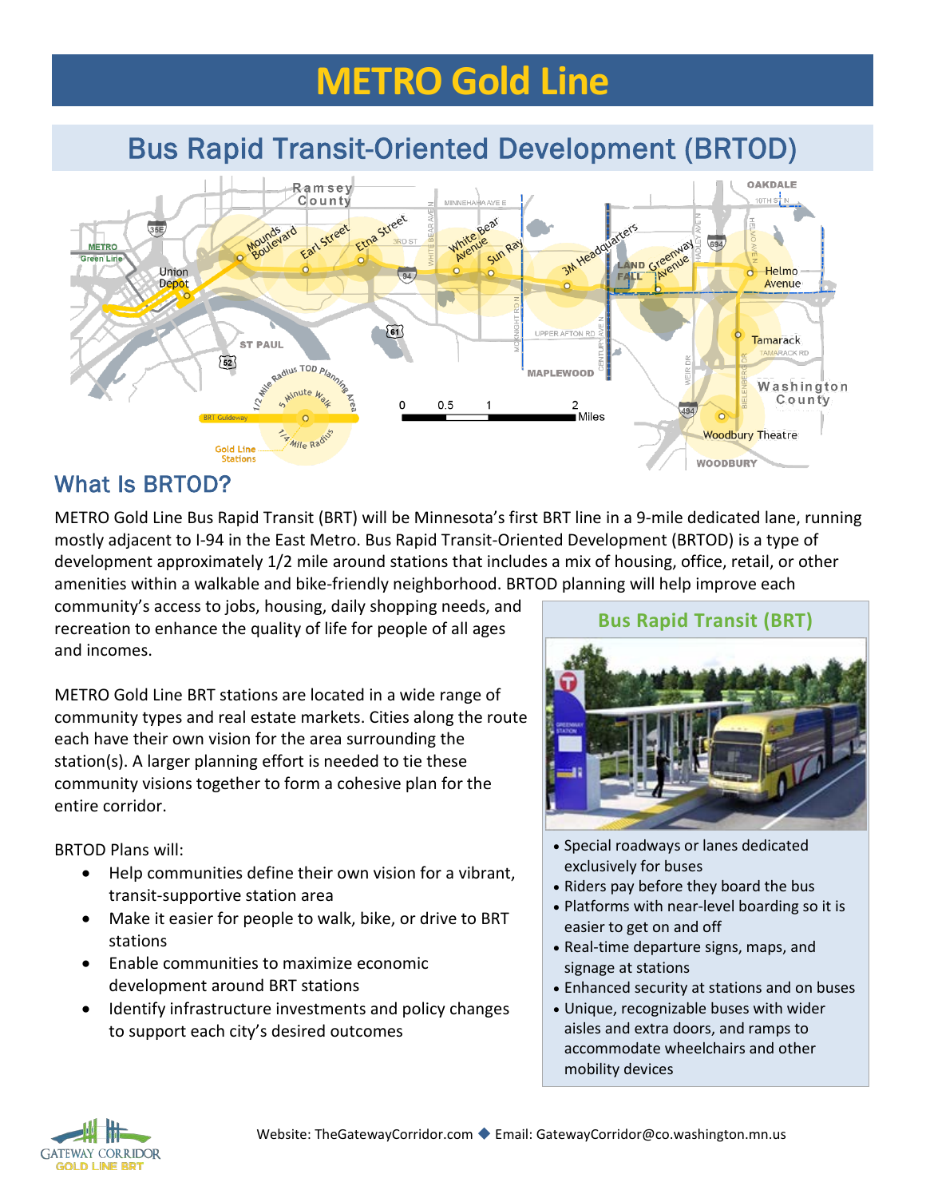# METRO Gold Line

## Bus Rapid Transit-Oriented Development (BRTOD)

## What Is BRTOD?

METRO Gold Line Bus Rapid Transit (BRT) will be Minnesota's first BRT line in a 9-mile dedicated lane, running mostly adjacent to I-94 in the East Metro. Bus Rapid Transit-Oriented Development (BRTOD) is a type of development approximately 1/2 mile around stations that includes a mix of housing, office, retail, or other amenities within a walkable and bike-friendly neighborhood. BRTOD planning will help improve each community's access to jobs, housing, daily shopping needs, and recreation to enhance the quality of life for people of all ages and incomes.

METRO Gold Line BRT stations are located in a wide range of community types and real estate markets. Cities along the route each have their own vision for the area surrounding the station(s). A larger planning effort is needed to tie these community visions together to form a cohesive plan for the entire corridor.

BRTOD Plans will:

- Help communities define their own vision for a vibrant, transit-supportive station area
- Make it easier for people to walk, bike, or drive to BRT stations
- Enable communities to maximize economic development around BRT stations
- Identify infrastructure investments and policy changes to support each city's desired outcomes

### Bus Rapid Transit (BRT)

- Special roadways or lanes dedicated exclusively for buses
- Riders pay before they board the bus
- Platforms with near-level boarding so it is easier to get on and off
- Real-time departure signs, maps, and signage at stations
- Enhanced security at stations and on buses
- Unique, recognizable buses with wider aisles and extra doors, and ramps to accommodate wheelchairs and other mobility devices

Website: TheGatewayCorridor.com ◆ Email: GatewayCorridor@co.washington.mn.us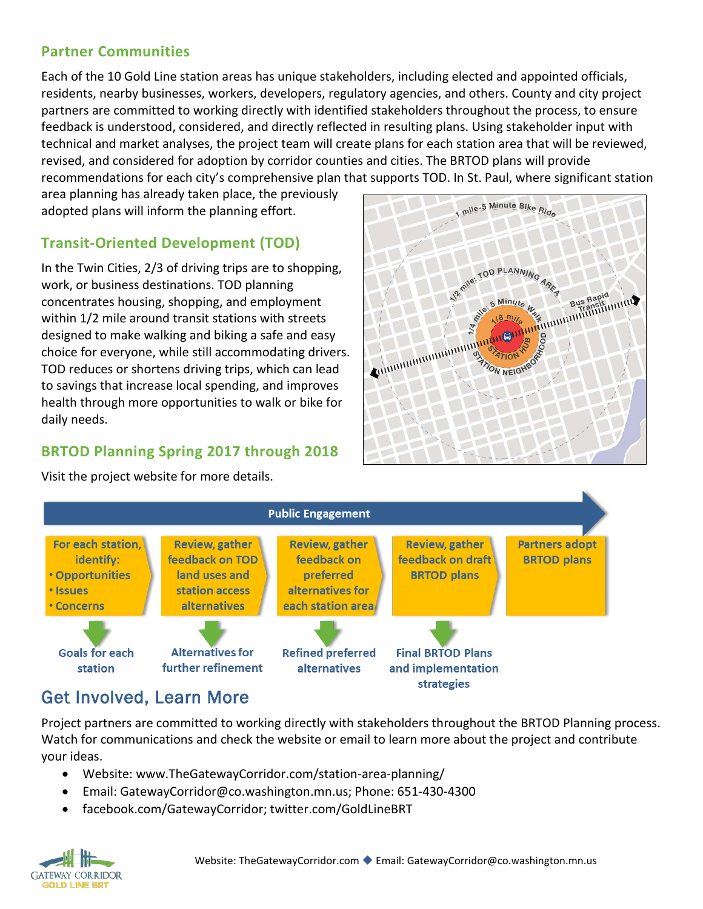## Partner Communities

Each of the 10 Gold Line station areas has unique stakeholders, including elected and appointed officials, residents, nearby businesses, workers, developers, regulatory agencies, and others. County and city project partners are committed to working directly with identified stakeholders throughout the process, to ensure feedback is understood, considered, and directly reflected in resulting plans. Using stakeholder input with technical and market analyses, the project team will create plans for each station area that will be reviewed, revised, and considered for adoption by corridor counties and cities. The BRTOD plans will provide recommendations for each city's comprehensive plan that supports TOD. In St. Paul, where significant station area planning has already taken place, the previously adopted plans will inform the planning effort.

## Transit-Oriented Development (TOD)

In the Twin Cities, 2/3 of driving trips are to shopping, work, or business destinations. TOD planning concentrates housing, shopping, and employment within 1/2 mile around transit stations with streets designed to make walking and biking a safe and easy choice for everyone, while still accommodating drivers. TOD reduces or shortens driving trips, which can lead to savings that increase local spending, and improves health through more opportunities to walk or bike for daily needs.

1 mile-5 Minute Bike Ride

1/2 mile: TOD PLANNING AREA

1/4 mile: 5 Minute Walk

1/8 mile

STATION HUB

STATION NEIGHBORHOOD

Bus Rapid Transit

## BRTOD Planning Spring 2017 through 2018

Visit the project website for more details.

Public Engagement

For each station, identify:
- Opportunities
- Issues
- Concerns

Review, gather feedback on TOD land uses and station access alternatives

Review, gather feedback on preferred alternatives for each station area

Review, gather feedback on draft BRTOD plans

Partners adopt BRTOD plans

Goals for each station

Alternatives for further refinement

Refined preferred alternatives

Final BRTOD Plans and implementation strategies

## Get Involved, Learn More

Project partners are committed to working directly with stakeholders throughout the BRTOD Planning process. Watch for communications and check the website or email to learn more about the project and contribute your ideas.

- Website: www.TheGatewayCorridor.com/station-area-planning/
- Email: GatewayCorridor@co.washington.mn.us; Phone: 651-430-4300
- facebook.com/GatewayCorridor; twitter.com/GoldLineBRT

GATEWAY CORRIDOR GOLD LINE BRT

Website: TheGatewayCorridor.com ◆ Email: GatewayCorridor@co.washington.mn.us